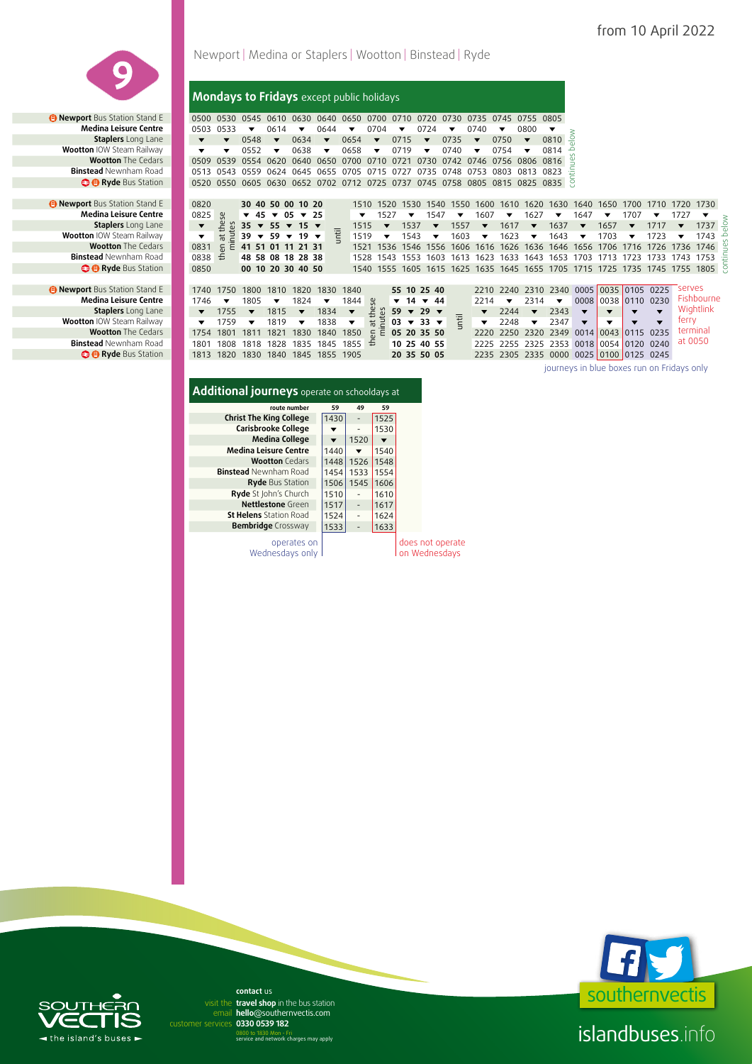from 10 April 2022

# 9

Newport | Medina or Staplers | Wootton | Binstead | Ryde

## Mondays to Fridays except public holidays

| Stop | | | | | | | | | | | | | | | |
|---|---|---|---|---|---|---|---|---|---|---|---|---|---|---|---|
| **Newport** Bus Station Stand E | 0500 | 0530 | 0545 | 0610 | 0630 | 0640 | 0650 | 0700 | 0710 | 0720 | 0730 | 0735 | 0745 | 0755 | 0805 |
| **Medina Leisure Centre** | 0503 | 0533 | ▼ | 0614 | ▼ | 0644 | ▼ | 0704 | ▼ | 0724 | ▼ | 0740 | ▼ | 0800 | ▼ |
| **Staplers** Long Lane | ▼ | ▼ | 0548 | ▼ | 0634 | ▼ | 0654 | ▼ | 0715 | ▼ | 0735 | ▼ | 0750 | ▼ | 0810 |
| **Wootton** IOW Steam Railway | ▼ | ▼ | 0552 | ▼ | 0638 | ▼ | 0658 | ▼ | 0719 | ▼ | 0740 | ▼ | 0754 | ▼ | 0814 |
| **Wootton** The Cedars | 0509 | 0539 | 0554 | 0620 | 0640 | 0650 | 0700 | 0710 | 0721 | 0730 | 0742 | 0746 | 0756 | 0806 | 0816 |
| **Binstead** Newnham Road | 0513 | 0543 | 0559 | 0624 | 0645 | 0655 | 0705 | 0715 | 0727 | 0735 | 0748 | 0753 | 0803 | 0813 | 0823 |
| **Ryde** Bus Station | 0520 | 0550 | 0605 | 0630 | 0652 | 0702 | 0712 | 0725 | 0737 | 0745 | 0758 | 0805 | 0815 | 0825 | 0835 |

continues below

| Stop | | | | | | | | | | | | | | | | | | | | | | | |
|---|---|---|---|---|---|---|---|---|---|---|---|---|---|---|---|---|---|---|---|---|---|---|---|
| **Newport** Bus Station Stand E | 0820 | then at these minutes | 30 | 40 | 50 | 00 | 10 | 20 | until | 1510 | 1520 | 1530 | 1540 | 1550 | 1600 | 1610 | 1620 | 1630 | 1640 | 1650 | 1700 | 1710 | 1720 | 1730 |
| **Medina Leisure Centre** | 0825 | | ▼ | 45 | ▼ | 05 | ▼ | 25 | | ▼ | 1527 | ▼ | 1547 | ▼ | 1607 | ▼ | 1627 | ▼ | 1647 | ▼ | 1707 | ▼ | 1727 | ▼ |
| **Staplers** Long Lane | ▼ | | 35 | ▼ | 55 | ▼ | 15 | ▼ | | 1515 | ▼ | 1537 | ▼ | 1557 | ▼ | 1617 | ▼ | 1637 | ▼ | 1657 | ▼ | 1717 | ▼ | 1737 |
| **Wootton** IOW Steam Railway | ▼ | | 39 | ▼ | 59 | ▼ | 19 | ▼ | | 1519 | ▼ | 1543 | ▼ | 1603 | ▼ | 1623 | ▼ | 1643 | ▼ | 1703 | ▼ | 1723 | ▼ | 1743 |
| **Wootton** The Cedars | 0831 | | 41 | 51 | 01 | 11 | 21 | 31 | | 1521 | 1536 | 1546 | 1556 | 1606 | 1616 | 1626 | 1636 | 1646 | 1656 | 1706 | 1716 | 1726 | 1736 | 1746 |
| **Binstead** Newnham Road | 0838 | | 48 | 58 | 08 | 18 | 28 | 38 | | 1528 | 1543 | 1553 | 1603 | 1613 | 1623 | 1633 | 1643 | 1653 | 1703 | 1713 | 1723 | 1733 | 1743 | 1753 |
| **Ryde** Bus Station | 0850 | | 00 | 10 | 20 | 30 | 40 | 50 | | 1540 | 1555 | 1605 | 1615 | 1625 | 1635 | 1645 | 1655 | 1705 | 1715 | 1725 | 1735 | 1745 | 1755 | 1805 |

continues below

| Stop | | | | | | | | | | | | | | | | | | | | | | |
|---|---|---|---|---|---|---|---|---|---|---|---|---|---|---|---|---|---|---|---|---|---|---|
| **Newport** Bus Station Stand E | 1740 | 1750 | 1800 | 1810 | 1820 | 1830 | 1840 | then at these minutes | 55 | 10 | 25 | 40 | until | 2210 | 2240 | 2310 | 2340 | 0005 | 0035 | 0105 | 0225 | serves Fishbourne Wightlink ferry terminal at 0050 |
| **Medina Leisure Centre** | 1746 | ▼ | 1805 | ▼ | 1824 | ▼ | 1844 | | ▼ | 14 | ▼ | 44 | | 2214 | ▼ | 2314 | ▼ | 0008 | 0038 | 0110 | 0230 | |
| **Staplers** Long Lane | ▼ | 1755 | ▼ | 1815 | ▼ | 1834 | ▼ | | 59 | ▼ | 29 | ▼ | | ▼ | 2244 | ▼ | 2343 | ▼ | ▼ | ▼ | ▼ | |
| **Wootton** IOW Steam Railway | ▼ | 1759 | ▼ | 1819 | ▼ | 1838 | ▼ | | 03 | ▼ | 33 | ▼ | | ▼ | 2248 | ▼ | 2347 | ▼ | ▼ | ▼ | ▼ | |
| **Wootton** The Cedars | 1754 | 1801 | 1811 | 1821 | 1830 | 1840 | 1850 | | 05 | 20 | 35 | 50 | | 2220 | 2250 | 2320 | 2349 | 0014 | 0043 | 0115 | 0235 | |
| **Binstead** Newnham Road | 1801 | 1808 | 1818 | 1828 | 1835 | 1845 | 1855 | | 10 | 25 | 40 | 55 | | 2225 | 2255 | 2325 | 2353 | 0018 | 0054 | 0120 | 0240 | |
| **Ryde** Bus Station | 1813 | 1820 | 1830 | 1840 | 1845 | 1855 | 1905 | | 20 | 35 | 50 | 05 | | 2235 | 2305 | 2335 | 0000 | 0025 | 0100 | 0125 | 0245 | |

journeys in blue boxes run on Fridays only

## Additional journeys operate on schooldays at

| route number | 59 | 49 | 59 |
|---|---|---|---|
| **Christ The King College** | 1430 | - | 1525 |
| **Carisbrooke College** | ▼ | - | 1530 |
| **Medina College** | ▼ | 1520 | ▼ |
| **Medina Leisure Centre** | 1440 | ▼ | 1540 |
| **Wootton** Cedars | 1448 | 1526 | 1548 |
| **Binstead** Newnham Road | 1454 | 1533 | 1554 |
| **Ryde** Bus Station | 1506 | 1545 | 1606 |
| **Ryde** St John's Church | 1510 | - | 1610 |
| **Nettlestone** Green | 1517 | - | 1617 |
| **St Helens** Station Road | 1524 | - | 1624 |
| **Bembridge** Crossway | 1533 | - | 1633 |
| | operates on Wednesdays only | | does not operate on Wednesdays |

**contact** us
visit the **travel shop** in the bus station
email **hello@southernvectis.com**
customer services **0330 0539 182**
0800 to 1830 Mon - Fri
service and network charges may apply

Southern Vectis — the island's buses

southernvectis

islandbuses.info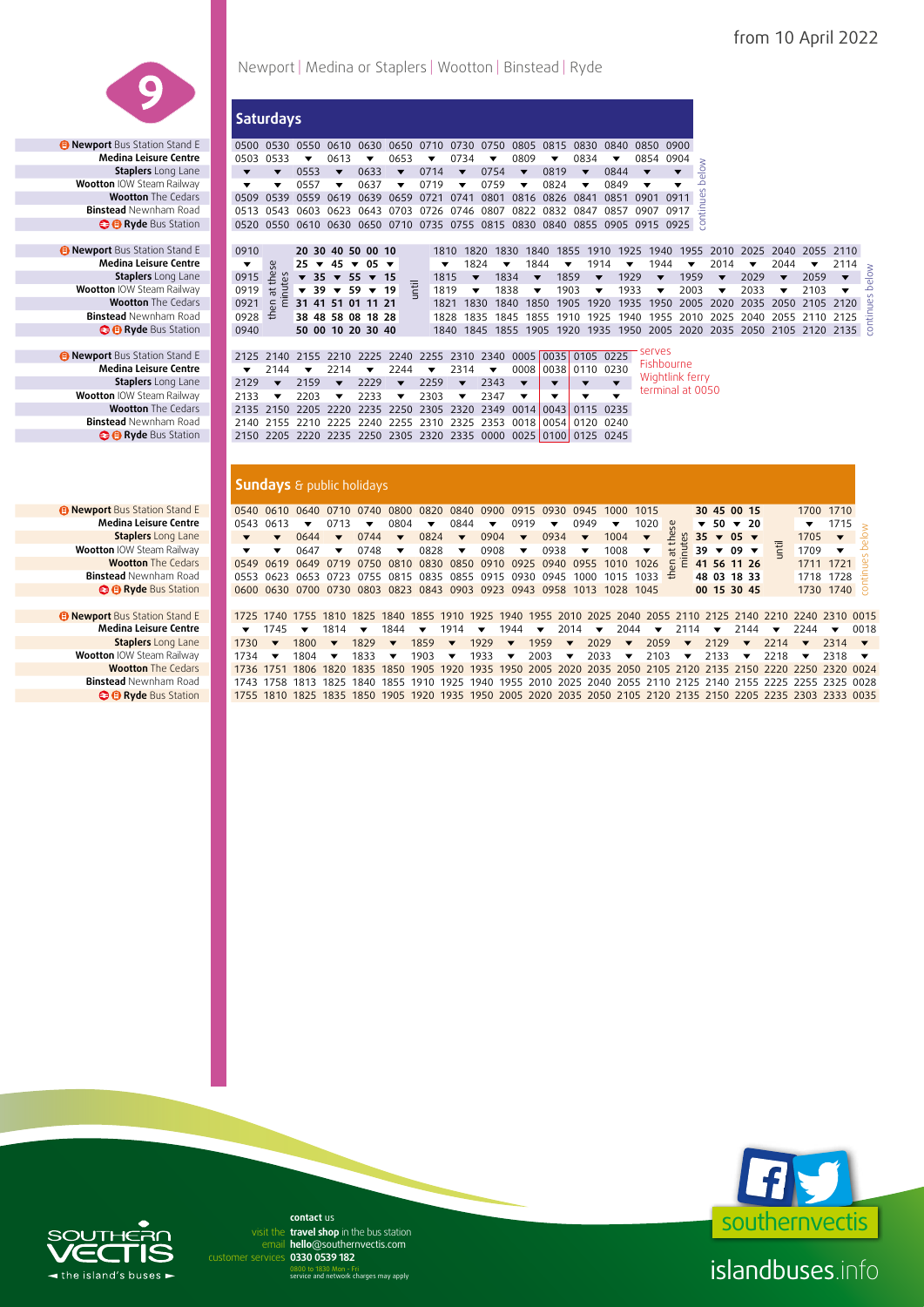from 10 April 2022

# 9

Newport | Medina or Staplers | Wootton | Binstead | Ryde

## Saturdays

| Stop | | | | | | | | | | | | | | | |
|---|---|---|---|---|---|---|---|---|---|---|---|---|---|---|---|
| Newport Bus Station Stand E | 0500 | 0530 | 0550 | 0610 | 0630 | 0650 | 0710 | 0730 | 0750 | 0805 | 0815 | 0830 | 0840 | 0850 | 0900 |
| Medina Leisure Centre | 0503 | 0533 | ▼ | 0613 | ▼ | 0653 | ▼ | 0734 | ▼ | 0809 | ▼ | 0834 | ▼ | 0854 | 0904 |
| Staplers Long Lane | ▼ | ▼ | 0553 | ▼ | 0633 | ▼ | 0714 | ▼ | 0754 | ▼ | 0819 | ▼ | 0844 | ▼ | ▼ |
| Wootton IOW Steam Railway | ▼ | ▼ | 0557 | ▼ | 0637 | ▼ | 0719 | ▼ | 0759 | ▼ | 0824 | ▼ | 0849 | ▼ | ▼ |
| Wootton The Cedars | 0509 | 0539 | 0559 | 0619 | 0639 | 0659 | 0721 | 0741 | 0801 | 0816 | 0826 | 0841 | 0851 | 0901 | 0911 |
| Binstead Newnham Road | 0513 | 0543 | 0603 | 0623 | 0643 | 0703 | 0726 | 0746 | 0807 | 0822 | 0832 | 0847 | 0857 | 0907 | 0917 |
| Ryde Bus Station | 0520 | 0550 | 0610 | 0630 | 0650 | 0710 | 0735 | 0755 | 0815 | 0830 | 0840 | 0855 | 0905 | 0915 | 0925 |

continues below

| Stop | | then at these minutes | | | | | | until | | | | | | | | | | | | | | | | | | |
|---|---|---|---|---|---|---|---|---|---|---|---|---|---|---|---|---|---|---|---|---|---|---|---|---|---|---|
| Newport Bus Station Stand E | 0910 | 20 | 30 | 40 | 50 | 00 | 10 | | 1810 | 1820 | 1830 | 1840 | 1855 | 1910 | 1925 | 1940 | 1955 | 2010 | 2025 | 2040 | 2055 | 2110 |
| Medina Leisure Centre | ▼ | 25 | ▼ | 45 | ▼ | 05 | ▼ | | ▼ | 1824 | ▼ | 1844 | ▼ | 1914 | ▼ | 1944 | ▼ | 2014 | ▼ | 2044 | ▼ | 2114 |
| Staplers Long Lane | 0915 | ▼ | 35 | ▼ | 55 | ▼ | 15 | | 1815 | ▼ | 1834 | ▼ | 1859 | ▼ | 1929 | ▼ | 1959 | ▼ | 2029 | ▼ | 2059 | ▼ |
| Wootton IOW Steam Railway | 0919 | ▼ | 39 | ▼ | 59 | ▼ | 19 | | 1819 | ▼ | 1838 | ▼ | 1903 | ▼ | 1933 | ▼ | 2003 | ▼ | 2033 | ▼ | 2103 | ▼ |
| Wootton The Cedars | 0921 | 31 | 41 | 51 | 01 | 11 | 21 | | 1821 | 1830 | 1840 | 1850 | 1905 | 1920 | 1935 | 1950 | 2005 | 2020 | 2035 | 2050 | 2105 | 2120 |
| Binstead Newnham Road | 0928 | 38 | 48 | 58 | 08 | 18 | 28 | | 1828 | 1835 | 1845 | 1855 | 1910 | 1925 | 1940 | 1955 | 2010 | 2025 | 2040 | 2055 | 2110 | 2125 |
| Ryde Bus Station | 0940 | 50 | 00 | 10 | 20 | 30 | 40 | | 1840 | 1845 | 1855 | 1905 | 1920 | 1935 | 1950 | 2005 | 2020 | 2035 | 2050 | 2105 | 2120 | 2135 |

continues below

| Stop | | | | | | | | | | | | | |
|---|---|---|---|---|---|---|---|---|---|---|---|---|---|
| Newport Bus Station Stand E | 2125 | 2140 | 2155 | 2210 | 2225 | 2240 | 2255 | 2310 | 2340 | 0005 | 0035 | 0105 | 0225 |
| Medina Leisure Centre | ▼ | 2144 | ▼ | 2214 | ▼ | 2244 | ▼ | 2314 | ▼ | 0008 | 0038 | 0110 | 0230 |
| Staplers Long Lane | 2129 | ▼ | 2159 | ▼ | 2229 | ▼ | 2259 | ▼ | 2343 | ▼ | ▼ | ▼ | ▼ |
| Wootton IOW Steam Railway | 2133 | ▼ | 2203 | ▼ | 2233 | ▼ | 2303 | ▼ | 2347 | ▼ | ▼ | ▼ | ▼ |
| Wootton The Cedars | 2135 | 2150 | 2205 | 2220 | 2235 | 2250 | 2305 | 2320 | 2349 | 0014 | 0043 | 0115 | 0235 |
| Binstead Newnham Road | 2140 | 2155 | 2210 | 2225 | 2240 | 2255 | 2310 | 2325 | 2353 | 0018 | 0054 | 0120 | 0240 |
| Ryde Bus Station | 2150 | 2205 | 2220 | 2235 | 2250 | 2305 | 2320 | 2335 | 0000 | 0025 | 0100 | 0125 | 0245 |

0035 journey: serves Fishbourne Wightlink ferry terminal at 0050

## Sundays & public holidays

| Stop | | | | | | | | | | | | | | | | then at these minutes | | | | until | | |
|---|---|---|---|---|---|---|---|---|---|---|---|---|---|---|---|---|---|---|---|---|---|---|
| Newport Bus Station Stand E | 0540 | 0610 | 0640 | 0710 | 0740 | 0800 | 0820 | 0840 | 0900 | 0915 | 0930 | 0945 | 1000 | 1015 | 30 | 45 | 00 | 15 | | 1700 | 1710 |
| Medina Leisure Centre | 0543 | 0613 | ▼ | 0713 | ▼ | 0804 | ▼ | 0844 | ▼ | 0919 | ▼ | 0949 | ▼ | 1020 | ▼ | 50 | ▼ | 20 | | ▼ | 1715 |
| Staplers Long Lane | ▼ | ▼ | 0644 | ▼ | 0744 | ▼ | 0824 | ▼ | 0904 | ▼ | 0934 | ▼ | 1004 | ▼ | 35 | ▼ | 05 | ▼ | | 1705 | ▼ |
| Wootton IOW Steam Railway | ▼ | ▼ | 0647 | ▼ | 0748 | ▼ | 0828 | ▼ | 0908 | ▼ | 0938 | ▼ | 1008 | ▼ | 39 | ▼ | 09 | ▼ | | 1709 | ▼ |
| Wootton The Cedars | 0549 | 0619 | 0649 | 0719 | 0750 | 0810 | 0830 | 0850 | 0910 | 0925 | 0940 | 0955 | 1010 | 1026 | 41 | 56 | 11 | 26 | | 1711 | 1721 |
| Binstead Newnham Road | 0553 | 0623 | 0653 | 0723 | 0755 | 0815 | 0835 | 0855 | 0915 | 0930 | 0945 | 1000 | 1015 | 1033 | 48 | 03 | 18 | 33 | | 1718 | 1728 |
| Ryde Bus Station | 0600 | 0630 | 0700 | 0730 | 0803 | 0823 | 0843 | 0903 | 0923 | 0943 | 0958 | 1013 | 1028 | 1045 | 00 | 15 | 30 | 45 | | 1730 | 1740 |

continues below

| Stop | | | | | | | | | | | | | | | | | | | | | | | | | |
|---|---|---|---|---|---|---|---|---|---|---|---|---|---|---|---|---|---|---|---|---|---|---|---|---|---|
| Newport Bus Station Stand E | 1725 | 1740 | 1755 | 1810 | 1825 | 1840 | 1855 | 1910 | 1925 | 1940 | 1955 | 2010 | 2025 | 2040 | 2055 | 2110 | 2125 | 2140 | 2210 | 2240 | 2310 | 0015 |
| Medina Leisure Centre | ▼ | 1745 | ▼ | 1814 | ▼ | 1844 | ▼ | 1914 | ▼ | 1944 | ▼ | 2014 | ▼ | 2044 | ▼ | 2114 | ▼ | 2144 | ▼ | 2244 | ▼ | 0018 |
| Staplers Long Lane | 1730 | ▼ | 1800 | ▼ | 1829 | ▼ | 1859 | ▼ | 1929 | ▼ | 1959 | ▼ | 2029 | ▼ | 2059 | ▼ | 2129 | ▼ | 2214 | ▼ | 2314 | ▼ |
| Wootton IOW Steam Railway | 1734 | ▼ | 1804 | ▼ | 1833 | ▼ | 1903 | ▼ | 1933 | ▼ | 2003 | ▼ | 2033 | ▼ | 2103 | ▼ | 2133 | ▼ | 2218 | ▼ | 2318 | ▼ |
| Wootton The Cedars | 1736 | 1751 | 1806 | 1820 | 1835 | 1850 | 1905 | 1920 | 1935 | 1950 | 2005 | 2020 | 2035 | 2050 | 2105 | 2120 | 2135 | 2150 | 2220 | 2250 | 2320 | 0024 |
| Binstead Newnham Road | 1743 | 1758 | 1813 | 1825 | 1840 | 1855 | 1910 | 1925 | 1940 | 1955 | 2010 | 2025 | 2040 | 2055 | 2110 | 2125 | 2140 | 2155 | 2225 | 2255 | 2325 | 0028 |
| Ryde Bus Station | 1755 | 1810 | 1825 | 1835 | 1850 | 1905 | 1920 | 1935 | 1950 | 2005 | 2020 | 2035 | 2050 | 2105 | 2120 | 2135 | 2150 | 2205 | 2235 | 2303 | 2333 | 0035 |

**contact** us
visit the **travel shop** in the bus station
email **hello@southernvectis.com**
customer services **0330 0539 182**
0800 to 1830 Mon - Fri
service and network charges may apply

SOUTHERN VECTIS — the island's buses

southernvectis

islandbuses.info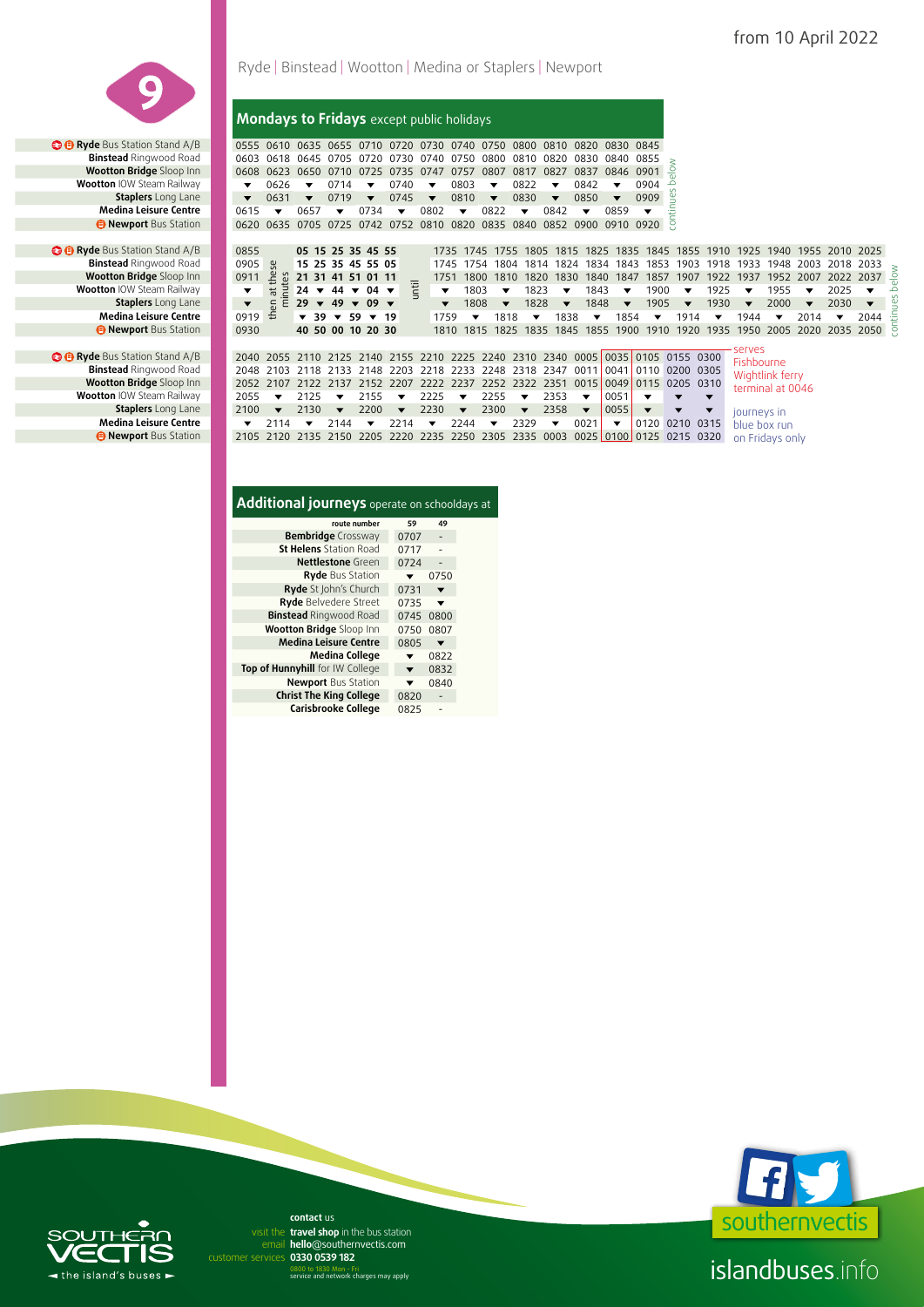from 10 April 2022

# 9

Ryde | Binstead | Wootton | Medina or Staplers | Newport

## Mondays to Fridays except public holidays

| Stop | | | | | | | | | | | | | | | |
|---|---|---|---|---|---|---|---|---|---|---|---|---|---|---|---|
| **Ryde** Bus Station Stand A/B | 0555 | 0610 | 0635 | 0655 | 0710 | 0720 | 0730 | 0740 | 0750 | 0800 | 0810 | 0820 | 0830 | 0845 | continues below |
| **Binstead** Ringwood Road | 0603 | 0618 | 0645 | 0705 | 0720 | 0730 | 0740 | 0750 | 0800 | 0810 | 0820 | 0830 | 0840 | 0855 | |
| **Wootton Bridge** Sloop Inn | 0608 | 0623 | 0650 | 0710 | 0725 | 0735 | 0747 | 0757 | 0807 | 0817 | 0827 | 0837 | 0846 | 0901 | |
| **Wootton** IOW Steam Railway | ▼ | 0626 | ▼ | 0714 | ▼ | 0740 | ▼ | 0803 | ▼ | 0822 | ▼ | 0842 | ▼ | 0904 | |
| **Staplers** Long Lane | ▼ | 0631 | ▼ | 0719 | ▼ | 0745 | ▼ | 0810 | ▼ | 0830 | ▼ | 0850 | ▼ | 0909 | |
| **Medina Leisure Centre** | 0615 | ▼ | 0657 | ▼ | 0734 | ▼ | 0802 | ▼ | 0822 | ▼ | 0842 | ▼ | 0859 | ▼ | |
| **Newport** Bus Station | 0620 | 0635 | 0705 | 0725 | 0742 | 0752 | 0810 | 0820 | 0835 | 0840 | 0852 | 0900 | 0910 | 0920 | |

| Stop | | then at these minutes | | | | | | until | | | | | | | | | | | | | | | | | | |
|---|---|---|---|---|---|---|---|---|---|---|---|---|---|---|---|---|---|---|---|---|---|---|---|---|---|---|
| **Ryde** Bus Station Stand A/B | 0855 | | 05 | 15 | 25 | 35 | 45 | 55 | | 1735 | 1745 | 1755 | 1805 | 1815 | 1825 | 1835 | 1845 | 1855 | 1910 | 1925 | 1940 | 1955 | 2010 | 2025 | continues below |
| **Binstead** Ringwood Road | 0905 | | 15 | 25 | 35 | 45 | 55 | 05 | | 1745 | 1754 | 1804 | 1814 | 1824 | 1834 | 1843 | 1853 | 1903 | 1918 | 1933 | 1948 | 2003 | 2018 | 2033 | |
| **Wootton Bridge** Sloop Inn | 0911 | | 21 | 31 | 41 | 51 | 01 | 11 | | 1751 | 1800 | 1810 | 1820 | 1830 | 1840 | 1847 | 1857 | 1907 | 1922 | 1937 | 1952 | 2007 | 2022 | 2037 | |
| **Wootton** IOW Steam Railway | ▼ | | 24 | ▼ | 44 | ▼ | 04 | ▼ | | ▼ | 1803 | ▼ | 1823 | ▼ | 1843 | ▼ | 1900 | ▼ | 1925 | ▼ | 1955 | ▼ | 2025 | ▼ | |
| **Staplers** Long Lane | ▼ | | 29 | ▼ | 49 | ▼ | 09 | ▼ | | ▼ | 1808 | ▼ | 1828 | ▼ | 1848 | ▼ | 1905 | ▼ | 1930 | ▼ | 2000 | ▼ | 2030 | ▼ | |
| **Medina Leisure Centre** | 0919 | | ▼ | 39 | ▼ | 59 | ▼ | 19 | | 1759 | ▼ | 1818 | ▼ | 1838 | ▼ | 1854 | ▼ | 1914 | ▼ | 1944 | ▼ | 2014 | ▼ | 2044 | |
| **Newport** Bus Station | 0930 | | 40 | 50 | 00 | 10 | 20 | 30 | | 1810 | 1815 | 1825 | 1835 | 1845 | 1855 | 1900 | 1910 | 1920 | 1935 | 1950 | 2005 | 2020 | 2035 | 2050 | |

| Stop | | | | | | | | | | | | | | | | | |
|---|---|---|---|---|---|---|---|---|---|---|---|---|---|---|---|---|---|
| **Ryde** Bus Station Stand A/B | 2040 | 2055 | 2110 | 2125 | 2140 | 2155 | 2210 | 2225 | 2240 | 2310 | 2340 | 0005 | 0035 | 0105 | 0155 | 0300 |
| **Binstead** Ringwood Road | 2048 | 2103 | 2118 | 2133 | 2148 | 2203 | 2218 | 2233 | 2248 | 2318 | 2347 | 0011 | 0041 | 0110 | 0200 | 0305 |
| **Wootton Bridge** Sloop Inn | 2052 | 2107 | 2122 | 2137 | 2152 | 2207 | 2222 | 2237 | 2252 | 2322 | 2351 | 0015 | 0049 | 0115 | 0205 | 0310 |
| **Wootton** IOW Steam Railway | 2055 | ▼ | 2125 | ▼ | 2155 | ▼ | 2225 | ▼ | 2255 | ▼ | 2353 | ▼ | 0051 | ▼ | ▼ | ▼ |
| **Staplers** Long Lane | 2100 | ▼ | 2130 | ▼ | 2200 | ▼ | 2230 | ▼ | 2300 | ▼ | 2358 | ▼ | 0055 | ▼ | ▼ | ▼ |
| **Medina Leisure Centre** | ▼ | 2114 | ▼ | 2144 | ▼ | 2214 | ▼ | 2244 | ▼ | 2329 | ▼ | 0021 | ▼ | 0120 | 0210 | 0315 |
| **Newport** Bus Station | 2105 | 2120 | 2135 | 2150 | 2205 | 2220 | 2235 | 2250 | 2305 | 2335 | 0003 | 0025 | 0100 | 0125 | 0215 | 0320 |

Journey in red box (0035 from Ryde) serves Fishbourne Wightlink ferry terminal at 0046

Journeys in blue box run on Fridays only

## Additional journeys operate on schooldays at

| route number | 59 | 49 |
|---|---|---|
| **Bembridge** Crossway | 0707 | - |
| **St Helens** Station Road | 0717 | - |
| **Nettlestone** Green | 0724 | - |
| **Ryde** Bus Station | ▼ | 0750 |
| **Ryde** St John's Church | 0731 | ▼ |
| **Ryde** Belvedere Street | 0735 | ▼ |
| **Binstead** Ringwood Road | 0745 | 0800 |
| **Wootton Bridge** Sloop Inn | 0750 | 0807 |
| **Medina Leisure Centre** | 0805 | ▼ |
| **Medina College** | ▼ | 0822 |
| **Top of Hunnyhill** for IW College | ▼ | 0832 |
| **Newport** Bus Station | ▼ | 0840 |
| **Christ The King College** | 0820 | - |
| **Carisbrooke College** | 0825 | - |

**contact** us

visit the **travel shop** in the bus station

email **hello**@southernvectis.com

customer services **0330 0539 182**

0800 to 1830 Mon - Fri
service and network charges may apply

SOUTHERN VECTIS – the island's buses

southernvectis

islandbuses.info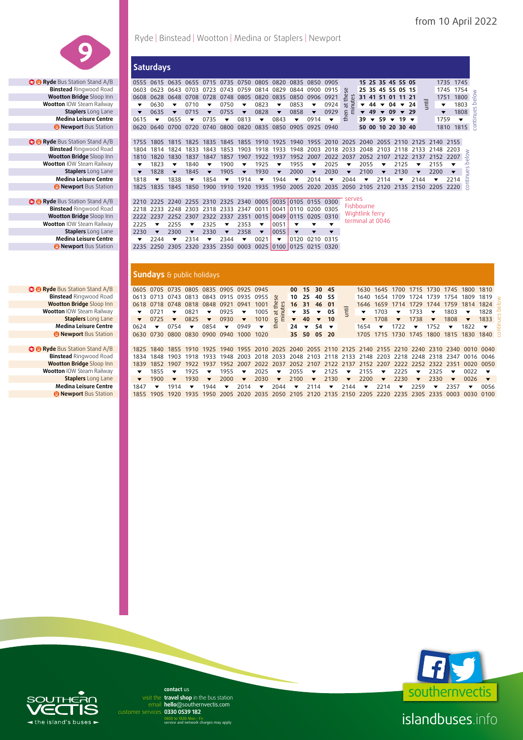from 10 April 2022

9

Ryde | Binstead | Wootton | Medina or Staplers | Newport

## Saturdays

| | | | | | | | | | | | | | | | | | | | | | |
|---|---|---|---|---|---|---|---|---|---|---|---|---|---|---|---|---|---|---|---|---|---|
| **Ryde** Bus Station Stand A/B | 0555 | 0615 | 0635 | 0655 | 0715 | 0735 | 0750 | 0805 | 0820 | 0835 | 0850 | 0905 | then at these minutes | 15 | 25 | 35 | 45 | 55 | 05 | until | 1735 | 1745 |
| **Binstead** Ringwood Road | 0603 | 0623 | 0643 | 0703 | 0723 | 0743 | 0759 | 0814 | 0829 | 0844 | 0900 | 0915 | | 25 | 35 | 45 | 55 | 05 | 15 | | 1745 | 1754 |
| **Wootton Bridge** Sloop Inn | 0608 | 0628 | 0648 | 0708 | 0728 | 0748 | 0805 | 0820 | 0835 | 0850 | 0906 | 0921 | | 31 | 41 | 51 | 01 | 11 | 21 | | 1751 | 1800 |
| **Wootton** IOW Steam Railway | ▼ | 0630 | ▼ | 0710 | ▼ | 0750 | ▼ | 0823 | ▼ | 0853 | ▼ | 0924 | | ▼ | 44 | ▼ | 04 | ▼ | 24 | | ▼ | 1803 |
| **Staplers** Long Lane | ▼ | 0635 | ▼ | 0715 | ▼ | 0755 | ▼ | 0828 | ▼ | 0858 | ▼ | 0929 | | ▼ | 49 | ▼ | 09 | ▼ | 29 | | ▼ | 1808 |
| **Medina Leisure Centre** | 0615 | ▼ | 0655 | ▼ | 0735 | ▼ | 0813 | ▼ | 0843 | ▼ | 0914 | ▼ | | 39 | ▼ | 59 | ▼ | 19 | ▼ | | 1759 | ▼ |
| **Newport** Bus Station | 0620 | 0640 | 0700 | 0720 | 0740 | 0800 | 0820 | 0835 | 0850 | 0905 | 0925 | 0940 | | 50 | 00 | 10 | 20 | 30 | 40 | | 1810 | 1815 |

continues below

| | | | | | | | | | | | | | | | | | | | | | | | |
|---|---|---|---|---|---|---|---|---|---|---|---|---|---|---|---|---|---|---|---|---|---|---|---|
| **Ryde** Bus Station Stand A/B | 1755 | 1805 | 1815 | 1825 | 1835 | 1845 | 1855 | 1910 | 1925 | 1940 | 1955 | 2010 | 2025 | 2040 | 2055 | 2110 | 2125 | 2140 | 2155 |
| **Binstead** Ringwood Road | 1804 | 1814 | 1824 | 1833 | 1843 | 1853 | 1903 | 1918 | 1933 | 1948 | 2003 | 2018 | 2033 | 2048 | 2103 | 2118 | 2133 | 2148 | 2203 |
| **Wootton Bridge** Sloop Inn | 1810 | 1820 | 1830 | 1837 | 1847 | 1857 | 1907 | 1922 | 1937 | 1952 | 2007 | 2022 | 2037 | 2052 | 2107 | 2122 | 2137 | 2152 | 2207 |
| **Wootton** IOW Steam Railway | ▼ | 1823 | ▼ | 1840 | ▼ | 1900 | ▼ | 1925 | ▼ | 1955 | ▼ | 2025 | ▼ | 2055 | ▼ | 2125 | ▼ | 2155 | ▼ |
| **Staplers** Long Lane | ▼ | 1828 | ▼ | 1845 | ▼ | 1905 | ▼ | 1930 | ▼ | 2000 | ▼ | 2030 | ▼ | 2100 | ▼ | 2130 | ▼ | 2200 | ▼ |
| **Medina Leisure Centre** | 1818 | ▼ | 1838 | ▼ | 1854 | ▼ | 1914 | ▼ | 1944 | ▼ | 2014 | ▼ | 2044 | ▼ | 2114 | ▼ | 2144 | ▼ | 2214 |
| **Newport** Bus Station | 1825 | 1835 | 1845 | 1850 | 1900 | 1910 | 1920 | 1935 | 1950 | 2005 | 2020 | 2035 | 2050 | 2105 | 2120 | 2135 | 2150 | 2205 | 2220 |

continues below

| | | | | | | | | | | | | |
|---|---|---|---|---|---|---|---|---|---|---|---|---|
| **Ryde** Bus Station Stand A/B | 2210 | 2225 | 2240 | 2255 | 2310 | 2325 | 2340 | 0005 | 0035 | 0105 | 0155 | 0300 |
| **Binstead** Ringwood Road | 2218 | 2233 | 2248 | 2303 | 2318 | 2333 | 2347 | 0011 | 0041 | 0110 | 0200 | 0305 |
| **Wootton Bridge** Sloop Inn | 2222 | 2237 | 2252 | 2307 | 2322 | 2337 | 2351 | 0015 | 0049 | 0115 | 0205 | 0310 |
| **Wootton** IOW Steam Railway | 2225 | ▼ | 2255 | ▼ | 2325 | ▼ | 2353 | ▼ | 0051 | ▼ | ▼ | ▼ |
| **Staplers** Long Lane | 2230 | ▼ | 2300 | ▼ | 2330 | ▼ | 2358 | ▼ | 0055 | ▼ | ▼ | ▼ |
| **Medina Leisure Centre** | ▼ | 2244 | ▼ | 2314 | ▼ | 2344 | ▼ | 0021 | ▼ | 0120 | 0210 | 0315 |
| **Newport** Bus Station | 2235 | 2250 | 2305 | 2320 | 2335 | 2350 | 0003 | 0025 | 0100 | 0125 | 0215 | 0320 |

0035 serves Fishbourne Wightlink ferry terminal at 0046

## Sundays & public holidays

| | | | | | | | | | | | | | | | | | | | | | | | |
|---|---|---|---|---|---|---|---|---|---|---|---|---|---|---|---|---|---|---|---|---|---|---|---|
| **Ryde** Bus Station Stand A/B | 0605 | 0705 | 0735 | 0805 | 0835 | 0905 | 0925 | 0945 | then at these minutes | 00 | 15 | 30 | 45 | until | 1630 | 1645 | 1700 | 1715 | 1730 | 1745 | 1800 | 1810 |
| **Binstead** Ringwood Road | 0613 | 0713 | 0743 | 0813 | 0843 | 0915 | 0935 | 0955 | | 10 | 25 | 40 | 55 | | 1640 | 1654 | 1709 | 1724 | 1739 | 1754 | 1809 | 1819 |
| **Wootton Bridge** Sloop Inn | 0618 | 0718 | 0748 | 0818 | 0848 | 0921 | 0941 | 1001 | | 16 | 31 | 46 | 01 | | 1646 | 1659 | 1714 | 1729 | 1744 | 1759 | 1814 | 1824 |
| **Wootton** IOW Steam Railway | ▼ | 0721 | ▼ | 0821 | ▼ | 0925 | ▼ | 1005 | | ▼ | 35 | ▼ | 05 | | ▼ | 1703 | ▼ | 1733 | ▼ | 1803 | ▼ | 1828 |
| **Staplers** Long Lane | ▼ | 0725 | ▼ | 0825 | ▼ | 0930 | ▼ | 1010 | | ▼ | 40 | ▼ | 10 | | ▼ | 1708 | ▼ | 1738 | ▼ | 1808 | ▼ | 1833 |
| **Medina Leisure Centre** | 0624 | ▼ | 0754 | ▼ | 0854 | ▼ | 0949 | ▼ | | 24 | ▼ | 54 | ▼ | | 1654 | ▼ | 1722 | ▼ | 1752 | ▼ | 1822 | ▼ |
| **Newport** Bus Station | 0630 | 0730 | 0800 | 0830 | 0900 | 0940 | 1000 | 1020 | | 35 | 50 | 05 | 20 | | 1705 | 1715 | 1730 | 1745 | 1800 | 1815 | 1830 | 1840 |

continues below

| | | | | | | | | | | | | | | | | | | | | | | |
|---|---|---|---|---|---|---|---|---|---|---|---|---|---|---|---|---|---|---|---|---|---|---|
| **Ryde** Bus Station Stand A/B | 1825 | 1840 | 1855 | 1910 | 1925 | 1940 | 1955 | 2010 | 2025 | 2040 | 2055 | 2110 | 2125 | 2140 | 2155 | 2210 | 2225 | 2240 | 2310 | 2340 | 0010 | 0040 |
| **Binstead** Ringwood Road | 1834 | 1848 | 1903 | 1918 | 1933 | 1948 | 2003 | 2018 | 2033 | 2048 | 2103 | 2118 | 2133 | 2148 | 2203 | 2218 | 2248 | 2318 | 2347 | 0016 | 0046 |
| **Wootton Bridge** Sloop Inn | 1839 | 1852 | 1907 | 1922 | 1937 | 1952 | 2007 | 2022 | 2037 | 2052 | 2107 | 2122 | 2137 | 2152 | 2207 | 2222 | 2252 | 2322 | 2351 | 0020 | 0050 |
| **Wootton** IOW Steam Railway | ▼ | 1855 | ▼ | 1925 | ▼ | 1955 | ▼ | 2025 | ▼ | 2055 | ▼ | 2125 | ▼ | 2155 | ▼ | 2225 | ▼ | 2325 | ▼ | 0022 | ▼ |
| **Staplers** Long Lane | ▼ | 1900 | ▼ | 1930 | ▼ | 2000 | ▼ | 2030 | ▼ | 2100 | ▼ | 2130 | ▼ | 2200 | ▼ | 2230 | ▼ | 2330 | ▼ | 0026 | ▼ |
| **Medina Leisure Centre** | 1847 | ▼ | 1914 | ▼ | 1944 | ▼ | 2014 | ▼ | 2044 | ▼ | 2114 | ▼ | 2144 | ▼ | 2214 | ▼ | 2259 | ▼ | 2357 | ▼ | 0056 |
| **Newport** Bus Station | 1855 | 1905 | 1920 | 1935 | 1950 | 2005 | 2020 | 2035 | 2050 | 2105 | 2120 | 2135 | 2150 | 2205 | 2220 | 2235 | 2305 | 2335 | 0003 | 0030 | 0100 |

SOUTHERN VECTIS
the island's buses

**contact** us
visit the **travel shop** in the bus station
email **hello@southernvectis.com**
customer services **0330 0539 182**
0800 to 1830 Mon - Fri
service and network charges may apply

southernvectis

islandbuses.info